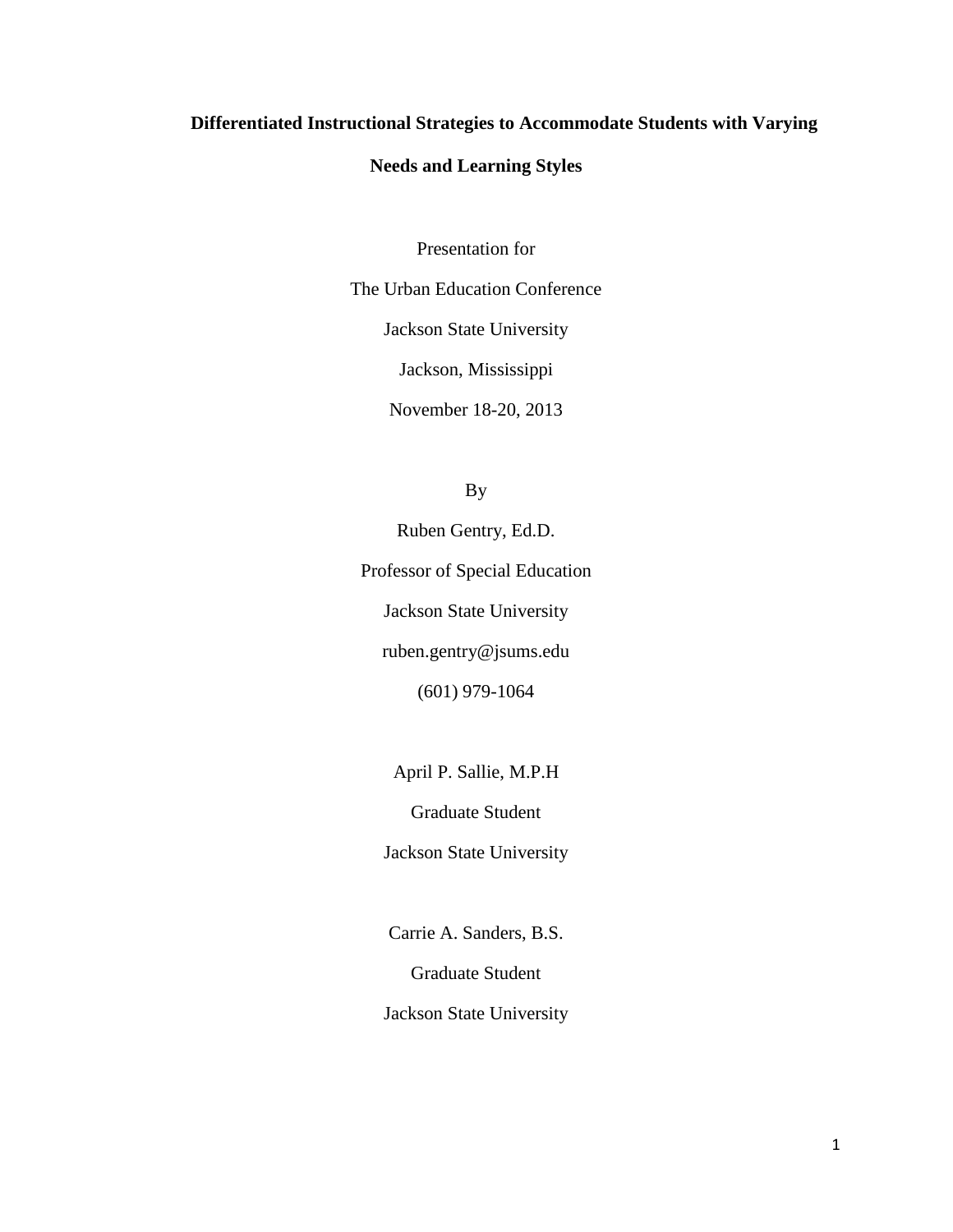# Differentiated Instructional Strategies to Accommodate Students with Varying Needs and Learning Styles

Presentation for

The Urban Education Conference

Jackson State University

Jackson, Mississippi

November 18-20, 2013

By

Ruben Gentry, Ed.D.

Professor of Special Education

Jackson State University

ruben.gentry@jsums.edu

(601) 979-1064

April P. Sallie, M.P.H

Graduate Student

Jackson State University

Carrie A. Sanders, B.S.

Graduate Student

Jackson State University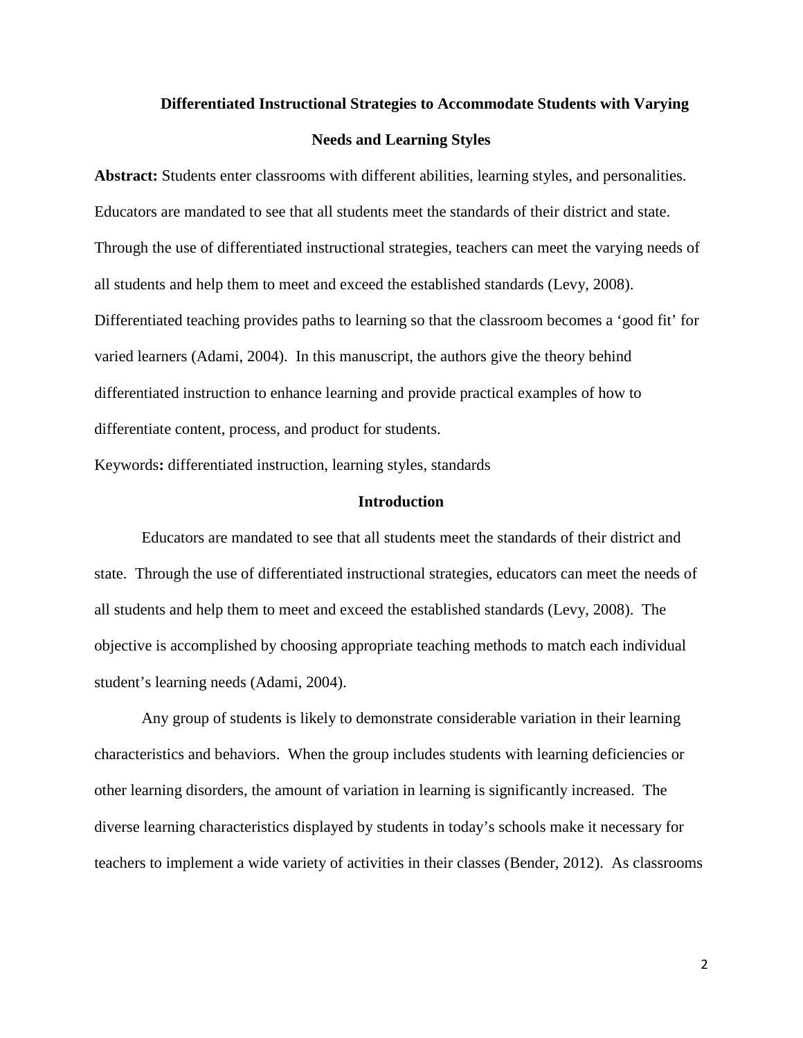# Differentiated Instructional Strategies to Accommodate Students with Varying Needs and Learning Styles

**Abstract:** Students enter classrooms with different abilities, learning styles, and personalities. Educators are mandated to see that all students meet the standards of their district and state. Through the use of differentiated instructional strategies, teachers can meet the varying needs of all students and help them to meet and exceed the established standards (Levy, 2008). Differentiated teaching provides paths to learning so that the classroom becomes a 'good fit' for varied learners (Adami, 2004). In this manuscript, the authors give the theory behind differentiated instruction to enhance learning and provide practical examples of how to differentiate content, process, and product for students.

Keywords**:** differentiated instruction, learning styles, standards

## Introduction

Educators are mandated to see that all students meet the standards of their district and state. Through the use of differentiated instructional strategies, educators can meet the needs of all students and help them to meet and exceed the established standards (Levy, 2008). The objective is accomplished by choosing appropriate teaching methods to match each individual student's learning needs (Adami, 2004).

Any group of students is likely to demonstrate considerable variation in their learning characteristics and behaviors. When the group includes students with learning deficiencies or other learning disorders, the amount of variation in learning is significantly increased. The diverse learning characteristics displayed by students in today's schools make it necessary for teachers to implement a wide variety of activities in their classes (Bender, 2012). As classrooms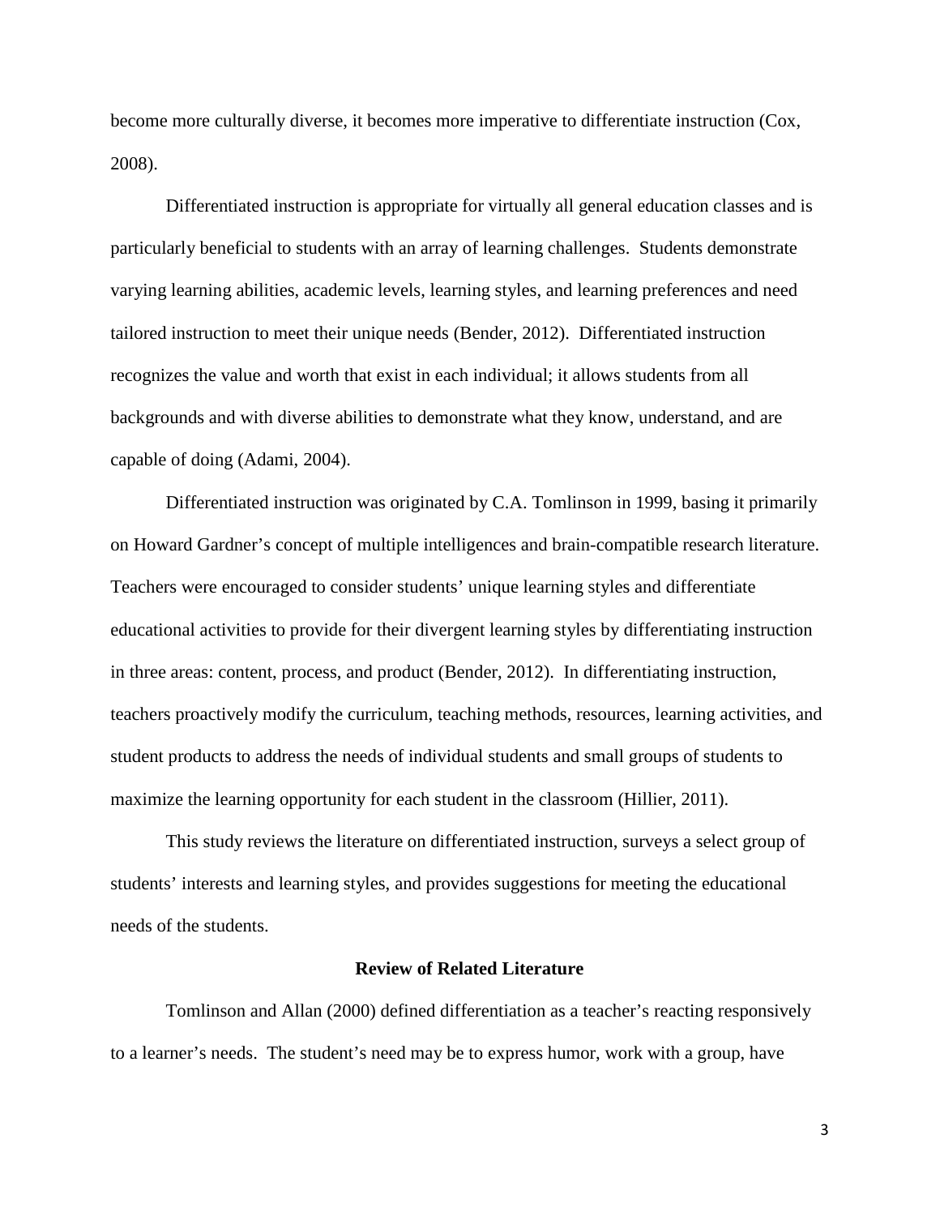become more culturally diverse, it becomes more imperative to differentiate instruction (Cox, 2008).

Differentiated instruction is appropriate for virtually all general education classes and is particularly beneficial to students with an array of learning challenges. Students demonstrate varying learning abilities, academic levels, learning styles, and learning preferences and need tailored instruction to meet their unique needs (Bender, 2012). Differentiated instruction recognizes the value and worth that exist in each individual; it allows students from all backgrounds and with diverse abilities to demonstrate what they know, understand, and are capable of doing (Adami, 2004).

Differentiated instruction was originated by C.A. Tomlinson in 1999, basing it primarily on Howard Gardner's concept of multiple intelligences and brain-compatible research literature. Teachers were encouraged to consider students' unique learning styles and differentiate educational activities to provide for their divergent learning styles by differentiating instruction in three areas: content, process, and product (Bender, 2012). In differentiating instruction, teachers proactively modify the curriculum, teaching methods, resources, learning activities, and student products to address the needs of individual students and small groups of students to maximize the learning opportunity for each student in the classroom (Hillier, 2011).

This study reviews the literature on differentiated instruction, surveys a select group of students' interests and learning styles, and provides suggestions for meeting the educational needs of the students.

## Review of Related Literature

Tomlinson and Allan (2000) defined differentiation as a teacher's reacting responsively to a learner's needs. The student's need may be to express humor, work with a group, have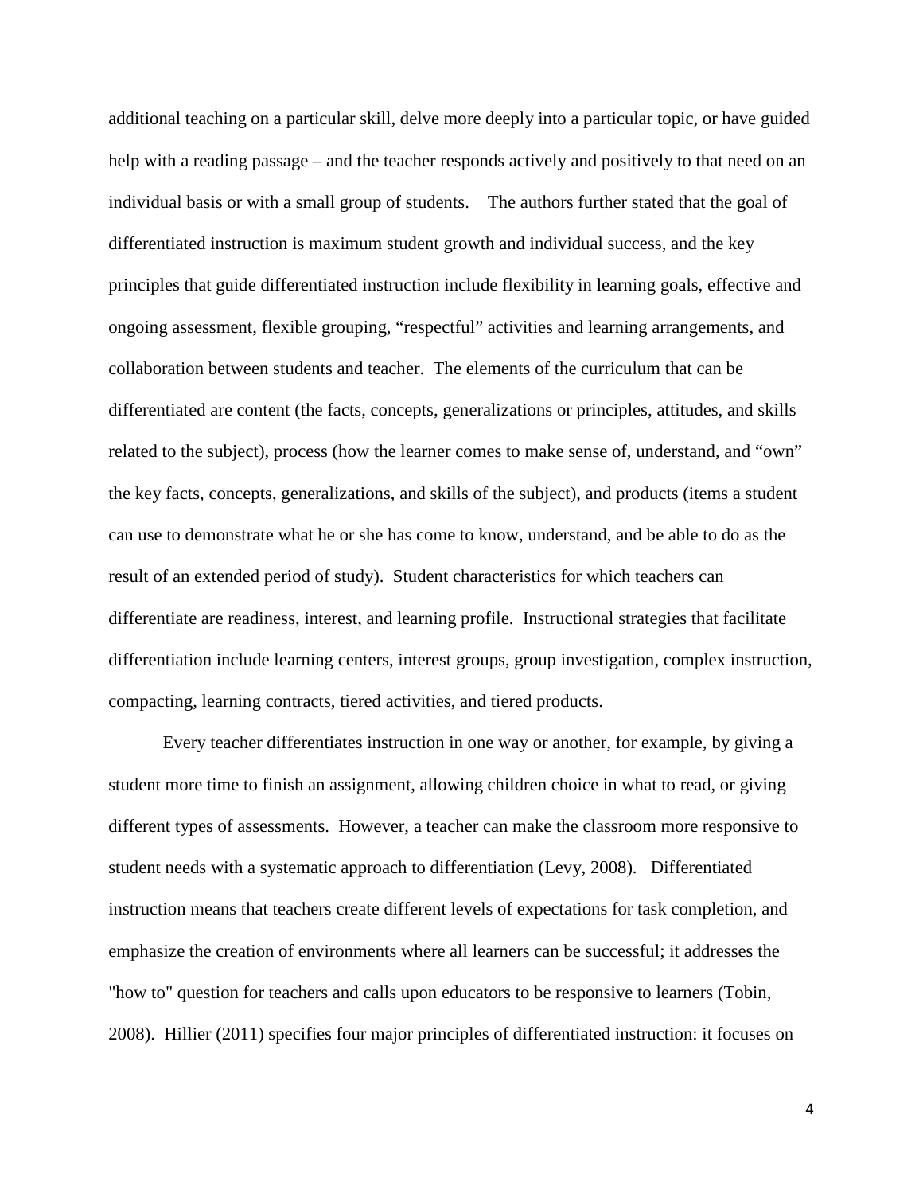additional teaching on a particular skill, delve more deeply into a particular topic, or have guided help with a reading passage – and the teacher responds actively and positively to that need on an individual basis or with a small group of students. The authors further stated that the goal of differentiated instruction is maximum student growth and individual success, and the key principles that guide differentiated instruction include flexibility in learning goals, effective and ongoing assessment, flexible grouping, "respectful" activities and learning arrangements, and collaboration between students and teacher. The elements of the curriculum that can be differentiated are content (the facts, concepts, generalizations or principles, attitudes, and skills related to the subject), process (how the learner comes to make sense of, understand, and "own" the key facts, concepts, generalizations, and skills of the subject), and products (items a student can use to demonstrate what he or she has come to know, understand, and be able to do as the result of an extended period of study). Student characteristics for which teachers can differentiate are readiness, interest, and learning profile. Instructional strategies that facilitate differentiation include learning centers, interest groups, group investigation, complex instruction, compacting, learning contracts, tiered activities, and tiered products.

Every teacher differentiates instruction in one way or another, for example, by giving a student more time to finish an assignment, allowing children choice in what to read, or giving different types of assessments. However, a teacher can make the classroom more responsive to student needs with a systematic approach to differentiation (Levy, 2008). Differentiated instruction means that teachers create different levels of expectations for task completion, and emphasize the creation of environments where all learners can be successful; it addresses the "how to" question for teachers and calls upon educators to be responsive to learners (Tobin, 2008). Hillier (2011) specifies four major principles of differentiated instruction: it focuses on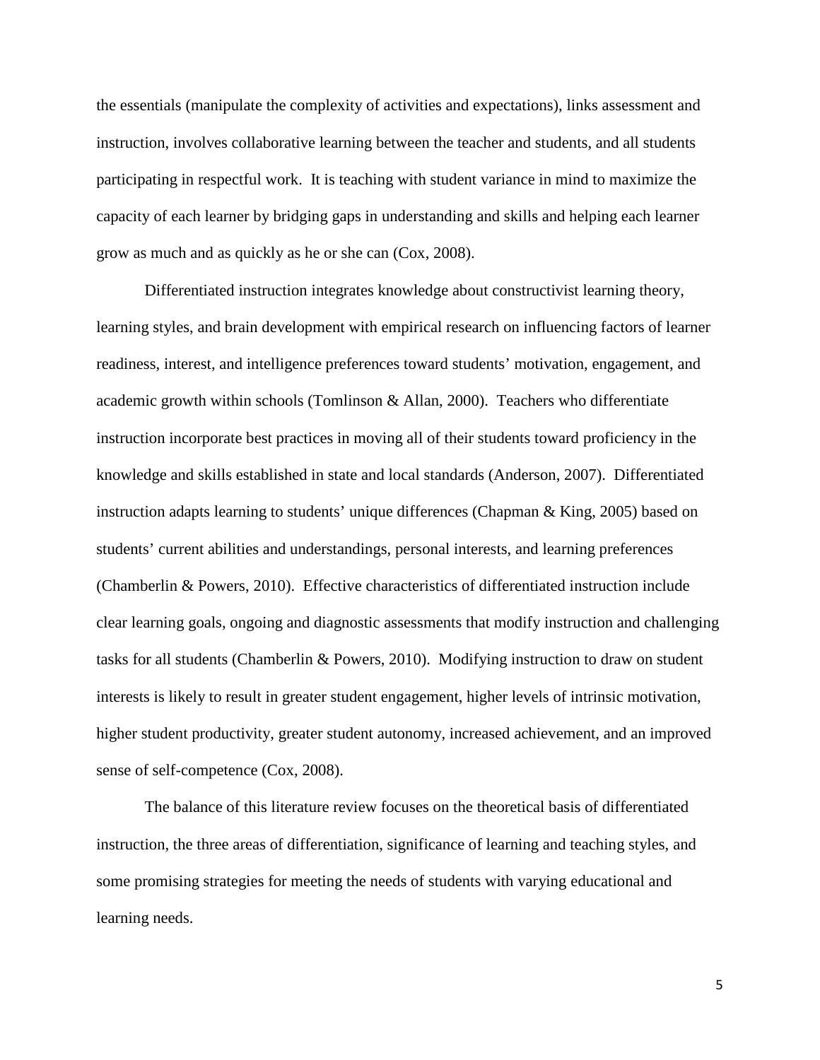the essentials (manipulate the complexity of activities and expectations), links assessment and instruction, involves collaborative learning between the teacher and students, and all students participating in respectful work. It is teaching with student variance in mind to maximize the capacity of each learner by bridging gaps in understanding and skills and helping each learner grow as much and as quickly as he or she can (Cox, 2008).

Differentiated instruction integrates knowledge about constructivist learning theory, learning styles, and brain development with empirical research on influencing factors of learner readiness, interest, and intelligence preferences toward students' motivation, engagement, and academic growth within schools (Tomlinson & Allan, 2000). Teachers who differentiate instruction incorporate best practices in moving all of their students toward proficiency in the knowledge and skills established in state and local standards (Anderson, 2007). Differentiated instruction adapts learning to students' unique differences (Chapman & King, 2005) based on students' current abilities and understandings, personal interests, and learning preferences (Chamberlin & Powers, 2010). Effective characteristics of differentiated instruction include clear learning goals, ongoing and diagnostic assessments that modify instruction and challenging tasks for all students (Chamberlin & Powers, 2010). Modifying instruction to draw on student interests is likely to result in greater student engagement, higher levels of intrinsic motivation, higher student productivity, greater student autonomy, increased achievement, and an improved sense of self-competence (Cox, 2008).

The balance of this literature review focuses on the theoretical basis of differentiated instruction, the three areas of differentiation, significance of learning and teaching styles, and some promising strategies for meeting the needs of students with varying educational and learning needs.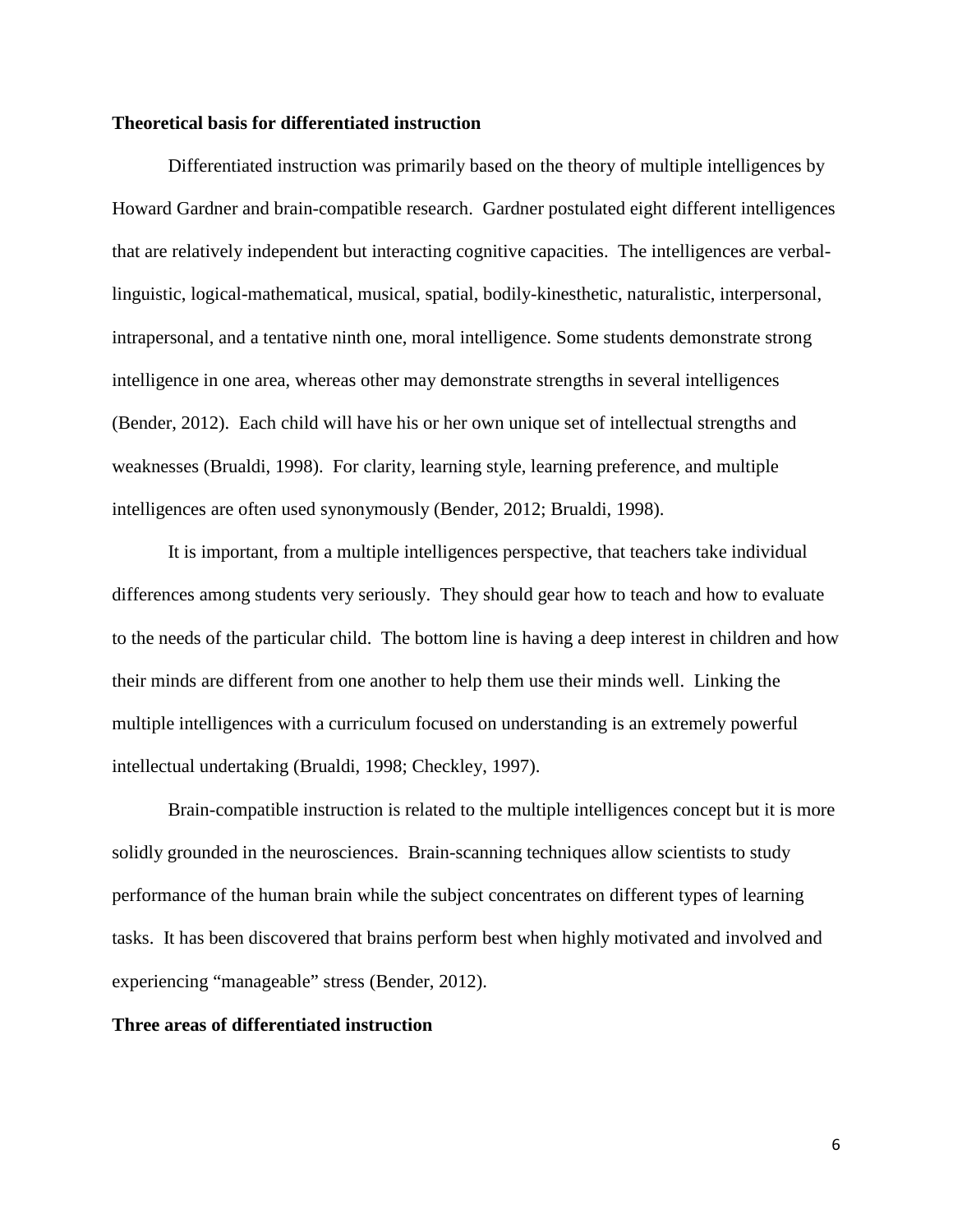**Theoretical basis for differentiated instruction**

Differentiated instruction was primarily based on the theory of multiple intelligences by Howard Gardner and brain-compatible research. Gardner postulated eight different intelligences that are relatively independent but interacting cognitive capacities. The intelligences are verbal-linguistic, logical-mathematical, musical, spatial, bodily-kinesthetic, naturalistic, interpersonal, intrapersonal, and a tentative ninth one, moral intelligence. Some students demonstrate strong intelligence in one area, whereas other may demonstrate strengths in several intelligences (Bender, 2012). Each child will have his or her own unique set of intellectual strengths and weaknesses (Brualdi, 1998). For clarity, learning style, learning preference, and multiple intelligences are often used synonymously (Bender, 2012; Brualdi, 1998).

It is important, from a multiple intelligences perspective, that teachers take individual differences among students very seriously. They should gear how to teach and how to evaluate to the needs of the particular child. The bottom line is having a deep interest in children and how their minds are different from one another to help them use their minds well. Linking the multiple intelligences with a curriculum focused on understanding is an extremely powerful intellectual undertaking (Brualdi, 1998; Checkley, 1997).

Brain-compatible instruction is related to the multiple intelligences concept but it is more solidly grounded in the neurosciences. Brain-scanning techniques allow scientists to study performance of the human brain while the subject concentrates on different types of learning tasks. It has been discovered that brains perform best when highly motivated and involved and experiencing "manageable" stress (Bender, 2012).

**Three areas of differentiated instruction**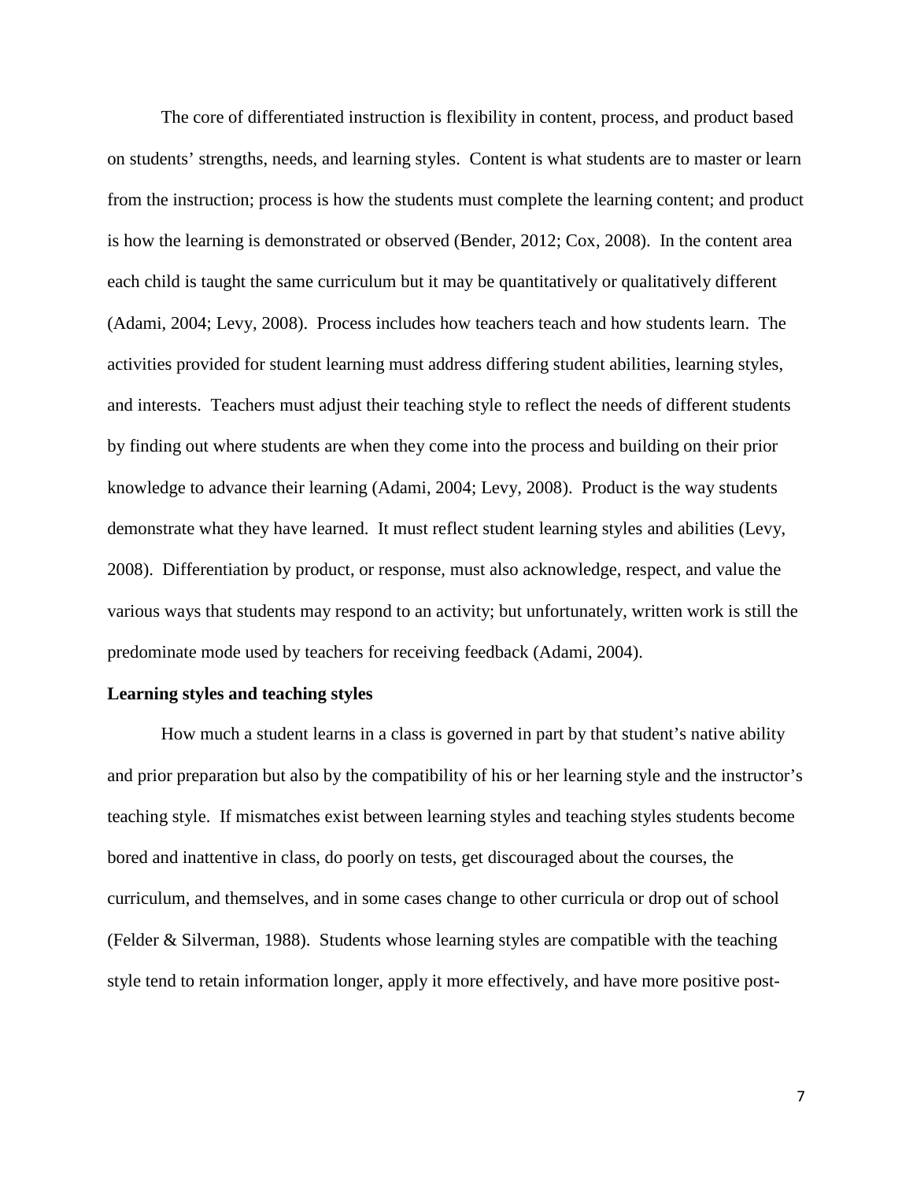The core of differentiated instruction is flexibility in content, process, and product based on students' strengths, needs, and learning styles. Content is what students are to master or learn from the instruction; process is how the students must complete the learning content; and product is how the learning is demonstrated or observed (Bender, 2012; Cox, 2008). In the content area each child is taught the same curriculum but it may be quantitatively or qualitatively different (Adami, 2004; Levy, 2008). Process includes how teachers teach and how students learn. The activities provided for student learning must address differing student abilities, learning styles, and interests. Teachers must adjust their teaching style to reflect the needs of different students by finding out where students are when they come into the process and building on their prior knowledge to advance their learning (Adami, 2004; Levy, 2008). Product is the way students demonstrate what they have learned. It must reflect student learning styles and abilities (Levy, 2008). Differentiation by product, or response, must also acknowledge, respect, and value the various ways that students may respond to an activity; but unfortunately, written work is still the predominate mode used by teachers for receiving feedback (Adami, 2004).

**Learning styles and teaching styles**

How much a student learns in a class is governed in part by that student's native ability and prior preparation but also by the compatibility of his or her learning style and the instructor's teaching style. If mismatches exist between learning styles and teaching styles students become bored and inattentive in class, do poorly on tests, get discouraged about the courses, the curriculum, and themselves, and in some cases change to other curricula or drop out of school (Felder & Silverman, 1988). Students whose learning styles are compatible with the teaching style tend to retain information longer, apply it more effectively, and have more positive post-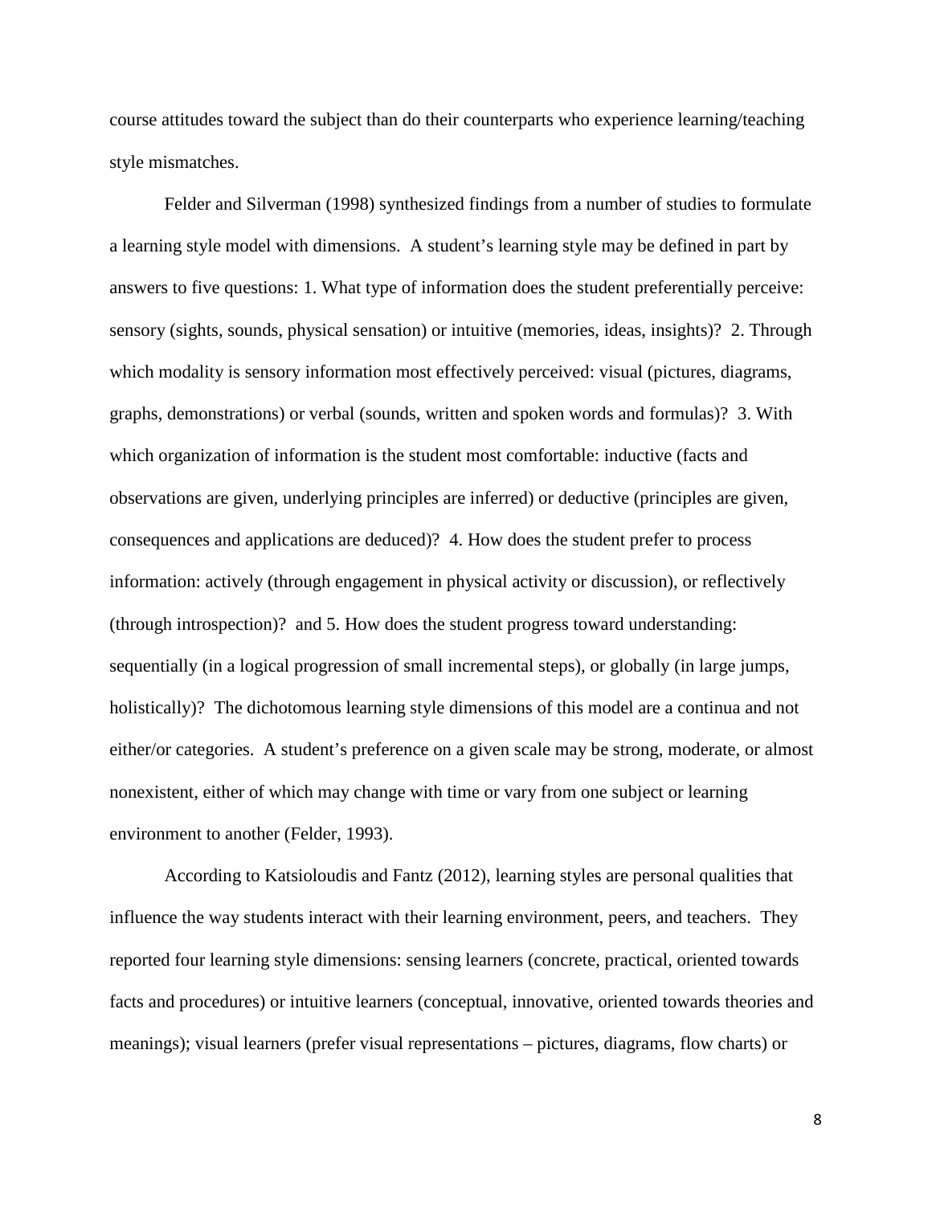course attitudes toward the subject than do their counterparts who experience learning/teaching style mismatches.

Felder and Silverman (1998) synthesized findings from a number of studies to formulate a learning style model with dimensions. A student's learning style may be defined in part by answers to five questions: 1. What type of information does the student preferentially perceive: sensory (sights, sounds, physical sensation) or intuitive (memories, ideas, insights)? 2. Through which modality is sensory information most effectively perceived: visual (pictures, diagrams, graphs, demonstrations) or verbal (sounds, written and spoken words and formulas)? 3. With which organization of information is the student most comfortable: inductive (facts and observations are given, underlying principles are inferred) or deductive (principles are given, consequences and applications are deduced)? 4. How does the student prefer to process information: actively (through engagement in physical activity or discussion), or reflectively (through introspection)? and 5. How does the student progress toward understanding: sequentially (in a logical progression of small incremental steps), or globally (in large jumps, holistically)? The dichotomous learning style dimensions of this model are a continua and not either/or categories. A student's preference on a given scale may be strong, moderate, or almost nonexistent, either of which may change with time or vary from one subject or learning environment to another (Felder, 1993).

According to Katsioloudis and Fantz (2012), learning styles are personal qualities that influence the way students interact with their learning environment, peers, and teachers. They reported four learning style dimensions: sensing learners (concrete, practical, oriented towards facts and procedures) or intuitive learners (conceptual, innovative, oriented towards theories and meanings); visual learners (prefer visual representations – pictures, diagrams, flow charts) or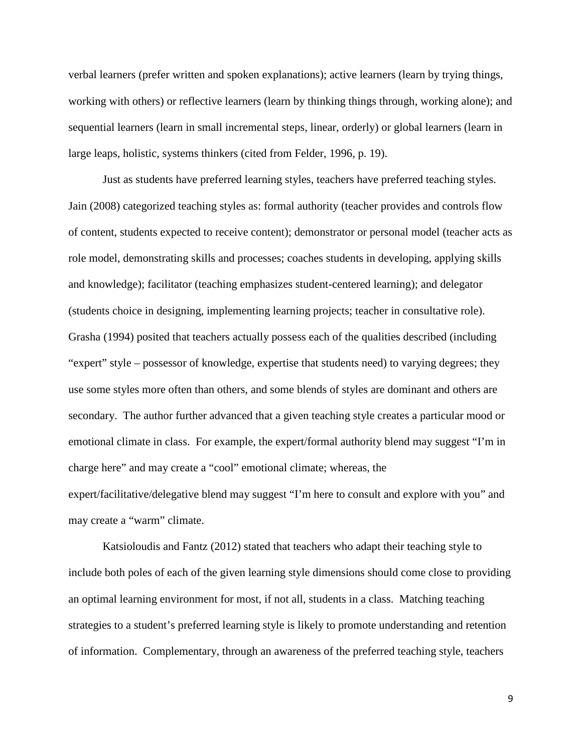verbal learners (prefer written and spoken explanations); active learners (learn by trying things, working with others) or reflective learners (learn by thinking things through, working alone); and sequential learners (learn in small incremental steps, linear, orderly) or global learners (learn in large leaps, holistic, systems thinkers (cited from Felder, 1996, p. 19).

Just as students have preferred learning styles, teachers have preferred teaching styles. Jain (2008) categorized teaching styles as: formal authority (teacher provides and controls flow of content, students expected to receive content); demonstrator or personal model (teacher acts as role model, demonstrating skills and processes; coaches students in developing, applying skills and knowledge); facilitator (teaching emphasizes student-centered learning); and delegator (students choice in designing, implementing learning projects; teacher in consultative role). Grasha (1994) posited that teachers actually possess each of the qualities described (including "expert" style – possessor of knowledge, expertise that students need) to varying degrees; they use some styles more often than others, and some blends of styles are dominant and others are secondary. The author further advanced that a given teaching style creates a particular mood or emotional climate in class. For example, the expert/formal authority blend may suggest "I'm in charge here" and may create a "cool" emotional climate; whereas, the expert/facilitative/delegative blend may suggest "I'm here to consult and explore with you" and may create a "warm" climate.

Katsioloudis and Fantz (2012) stated that teachers who adapt their teaching style to include both poles of each of the given learning style dimensions should come close to providing an optimal learning environment for most, if not all, students in a class. Matching teaching strategies to a student's preferred learning style is likely to promote understanding and retention of information. Complementary, through an awareness of the preferred teaching style, teachers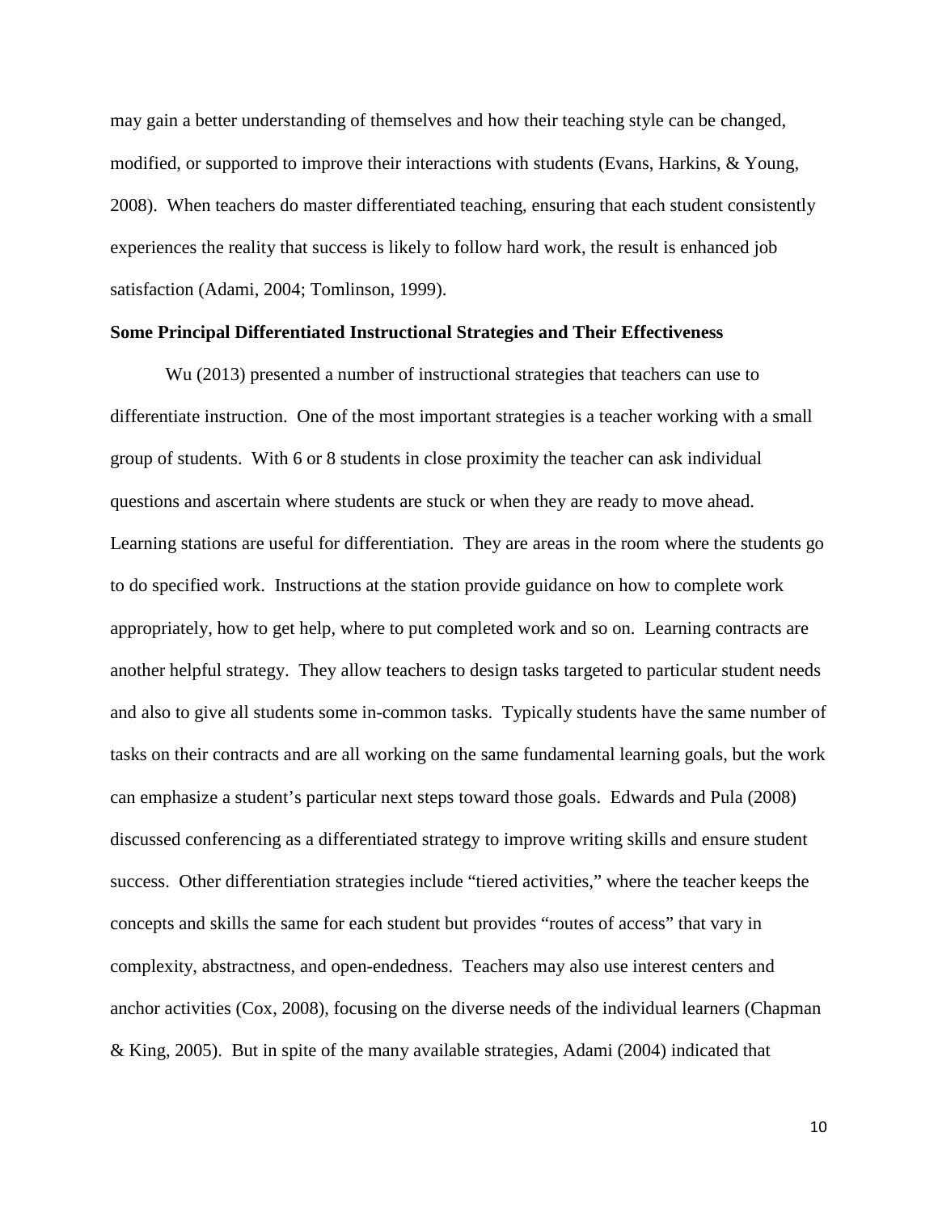may gain a better understanding of themselves and how their teaching style can be changed, modified, or supported to improve their interactions with students (Evans, Harkins, & Young, 2008). When teachers do master differentiated teaching, ensuring that each student consistently experiences the reality that success is likely to follow hard work, the result is enhanced job satisfaction (Adami, 2004; Tomlinson, 1999).

**Some Principal Differentiated Instructional Strategies and Their Effectiveness**

Wu (2013) presented a number of instructional strategies that teachers can use to differentiate instruction. One of the most important strategies is a teacher working with a small group of students. With 6 or 8 students in close proximity the teacher can ask individual questions and ascertain where students are stuck or when they are ready to move ahead. Learning stations are useful for differentiation. They are areas in the room where the students go to do specified work. Instructions at the station provide guidance on how to complete work appropriately, how to get help, where to put completed work and so on. Learning contracts are another helpful strategy. They allow teachers to design tasks targeted to particular student needs and also to give all students some in-common tasks. Typically students have the same number of tasks on their contracts and are all working on the same fundamental learning goals, but the work can emphasize a student's particular next steps toward those goals. Edwards and Pula (2008) discussed conferencing as a differentiated strategy to improve writing skills and ensure student success. Other differentiation strategies include "tiered activities," where the teacher keeps the concepts and skills the same for each student but provides "routes of access" that vary in complexity, abstractness, and open-endedness. Teachers may also use interest centers and anchor activities (Cox, 2008), focusing on the diverse needs of the individual learners (Chapman & King, 2005). But in spite of the many available strategies, Adami (2004) indicated that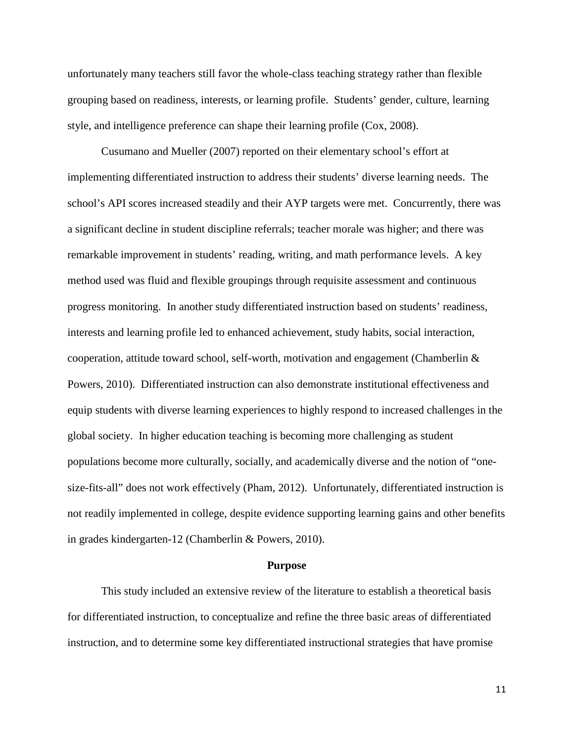unfortunately many teachers still favor the whole-class teaching strategy rather than flexible grouping based on readiness, interests, or learning profile. Students' gender, culture, learning style, and intelligence preference can shape their learning profile (Cox, 2008).

Cusumano and Mueller (2007) reported on their elementary school's effort at implementing differentiated instruction to address their students' diverse learning needs. The school's API scores increased steadily and their AYP targets were met. Concurrently, there was a significant decline in student discipline referrals; teacher morale was higher; and there was remarkable improvement in students' reading, writing, and math performance levels. A key method used was fluid and flexible groupings through requisite assessment and continuous progress monitoring. In another study differentiated instruction based on students' readiness, interests and learning profile led to enhanced achievement, study habits, social interaction, cooperation, attitude toward school, self-worth, motivation and engagement (Chamberlin & Powers, 2010). Differentiated instruction can also demonstrate institutional effectiveness and equip students with diverse learning experiences to highly respond to increased challenges in the global society. In higher education teaching is becoming more challenging as student populations become more culturally, socially, and academically diverse and the notion of "one-size-fits-all" does not work effectively (Pham, 2012). Unfortunately, differentiated instruction is not readily implemented in college, despite evidence supporting learning gains and other benefits in grades kindergarten-12 (Chamberlin & Powers, 2010).

## Purpose

This study included an extensive review of the literature to establish a theoretical basis for differentiated instruction, to conceptualize and refine the three basic areas of differentiated instruction, and to determine some key differentiated instructional strategies that have promise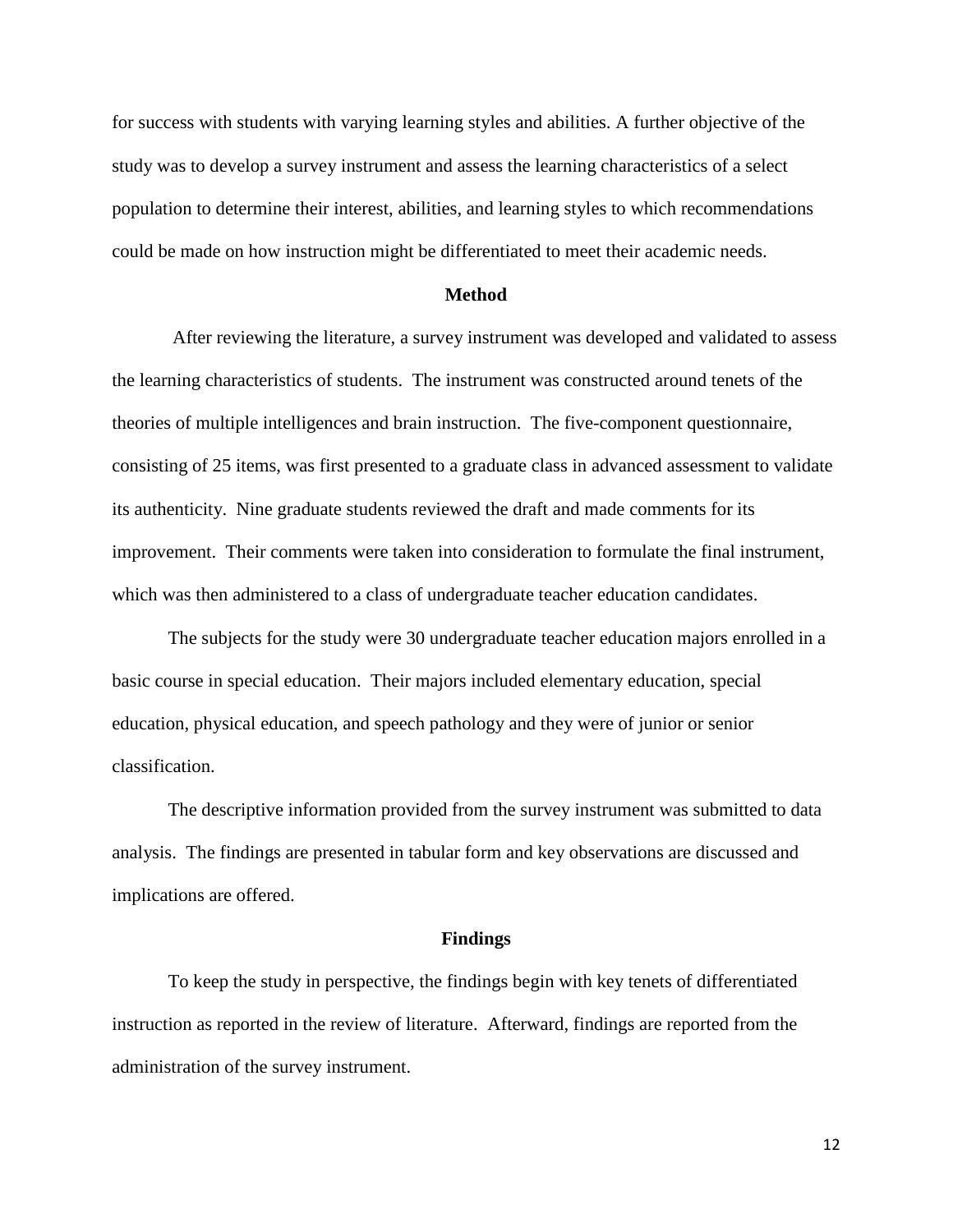for success with students with varying learning styles and abilities. A further objective of the study was to develop a survey instrument and assess the learning characteristics of a select population to determine their interest, abilities, and learning styles to which recommendations could be made on how instruction might be differentiated to meet their academic needs.

## Method

After reviewing the literature, a survey instrument was developed and validated to assess the learning characteristics of students. The instrument was constructed around tenets of the theories of multiple intelligences and brain instruction. The five-component questionnaire, consisting of 25 items, was first presented to a graduate class in advanced assessment to validate its authenticity. Nine graduate students reviewed the draft and made comments for its improvement. Their comments were taken into consideration to formulate the final instrument, which was then administered to a class of undergraduate teacher education candidates.

The subjects for the study were 30 undergraduate teacher education majors enrolled in a basic course in special education. Their majors included elementary education, special education, physical education, and speech pathology and they were of junior or senior classification.

The descriptive information provided from the survey instrument was submitted to data analysis. The findings are presented in tabular form and key observations are discussed and implications are offered.

## Findings

To keep the study in perspective, the findings begin with key tenets of differentiated instruction as reported in the review of literature. Afterward, findings are reported from the administration of the survey instrument.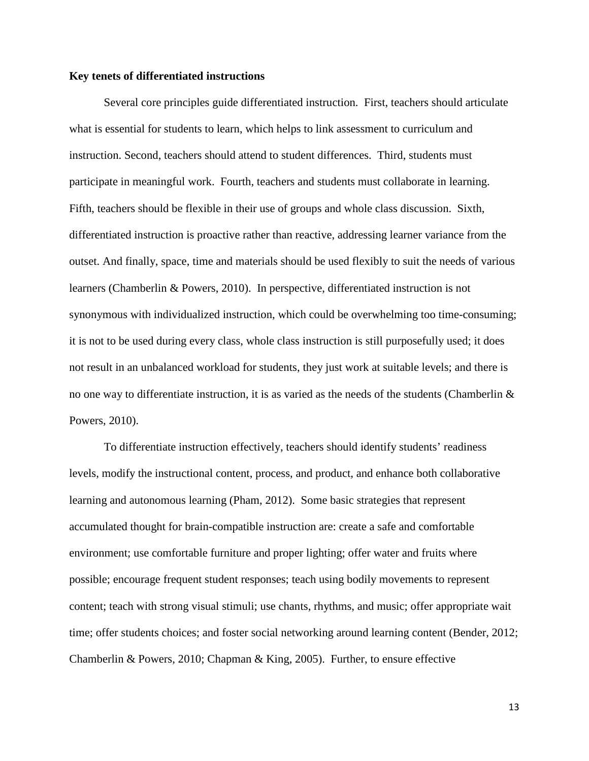**Key tenets of differentiated instructions**

Several core principles guide differentiated instruction. First, teachers should articulate what is essential for students to learn, which helps to link assessment to curriculum and instruction. Second, teachers should attend to student differences. Third, students must participate in meaningful work. Fourth, teachers and students must collaborate in learning. Fifth, teachers should be flexible in their use of groups and whole class discussion. Sixth, differentiated instruction is proactive rather than reactive, addressing learner variance from the outset. And finally, space, time and materials should be used flexibly to suit the needs of various learners (Chamberlin & Powers, 2010). In perspective, differentiated instruction is not synonymous with individualized instruction, which could be overwhelming too time-consuming; it is not to be used during every class, whole class instruction is still purposefully used; it does not result in an unbalanced workload for students, they just work at suitable levels; and there is no one way to differentiate instruction, it is as varied as the needs of the students (Chamberlin & Powers, 2010).

To differentiate instruction effectively, teachers should identify students' readiness levels, modify the instructional content, process, and product, and enhance both collaborative learning and autonomous learning (Pham, 2012). Some basic strategies that represent accumulated thought for brain-compatible instruction are: create a safe and comfortable environment; use comfortable furniture and proper lighting; offer water and fruits where possible; encourage frequent student responses; teach using bodily movements to represent content; teach with strong visual stimuli; use chants, rhythms, and music; offer appropriate wait time; offer students choices; and foster social networking around learning content (Bender, 2012; Chamberlin & Powers, 2010; Chapman & King, 2005). Further, to ensure effective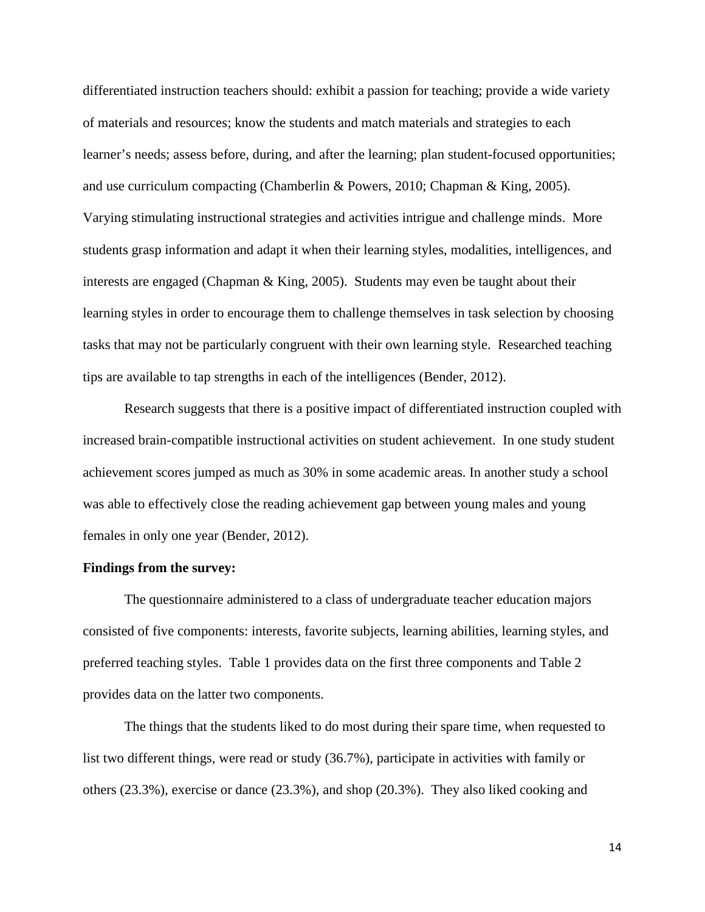differentiated instruction teachers should: exhibit a passion for teaching; provide a wide variety of materials and resources; know the students and match materials and strategies to each learner's needs; assess before, during, and after the learning; plan student-focused opportunities; and use curriculum compacting (Chamberlin & Powers, 2010; Chapman & King, 2005). Varying stimulating instructional strategies and activities intrigue and challenge minds. More students grasp information and adapt it when their learning styles, modalities, intelligences, and interests are engaged (Chapman & King, 2005). Students may even be taught about their learning styles in order to encourage them to challenge themselves in task selection by choosing tasks that may not be particularly congruent with their own learning style. Researched teaching tips are available to tap strengths in each of the intelligences (Bender, 2012).

Research suggests that there is a positive impact of differentiated instruction coupled with increased brain-compatible instructional activities on student achievement. In one study student achievement scores jumped as much as 30% in some academic areas. In another study a school was able to effectively close the reading achievement gap between young males and young females in only one year (Bender, 2012).

**Findings from the survey:**

The questionnaire administered to a class of undergraduate teacher education majors consisted of five components: interests, favorite subjects, learning abilities, learning styles, and preferred teaching styles. Table 1 provides data on the first three components and Table 2 provides data on the latter two components.

The things that the students liked to do most during their spare time, when requested to list two different things, were read or study (36.7%), participate in activities with family or others (23.3%), exercise or dance (23.3%), and shop (20.3%). They also liked cooking and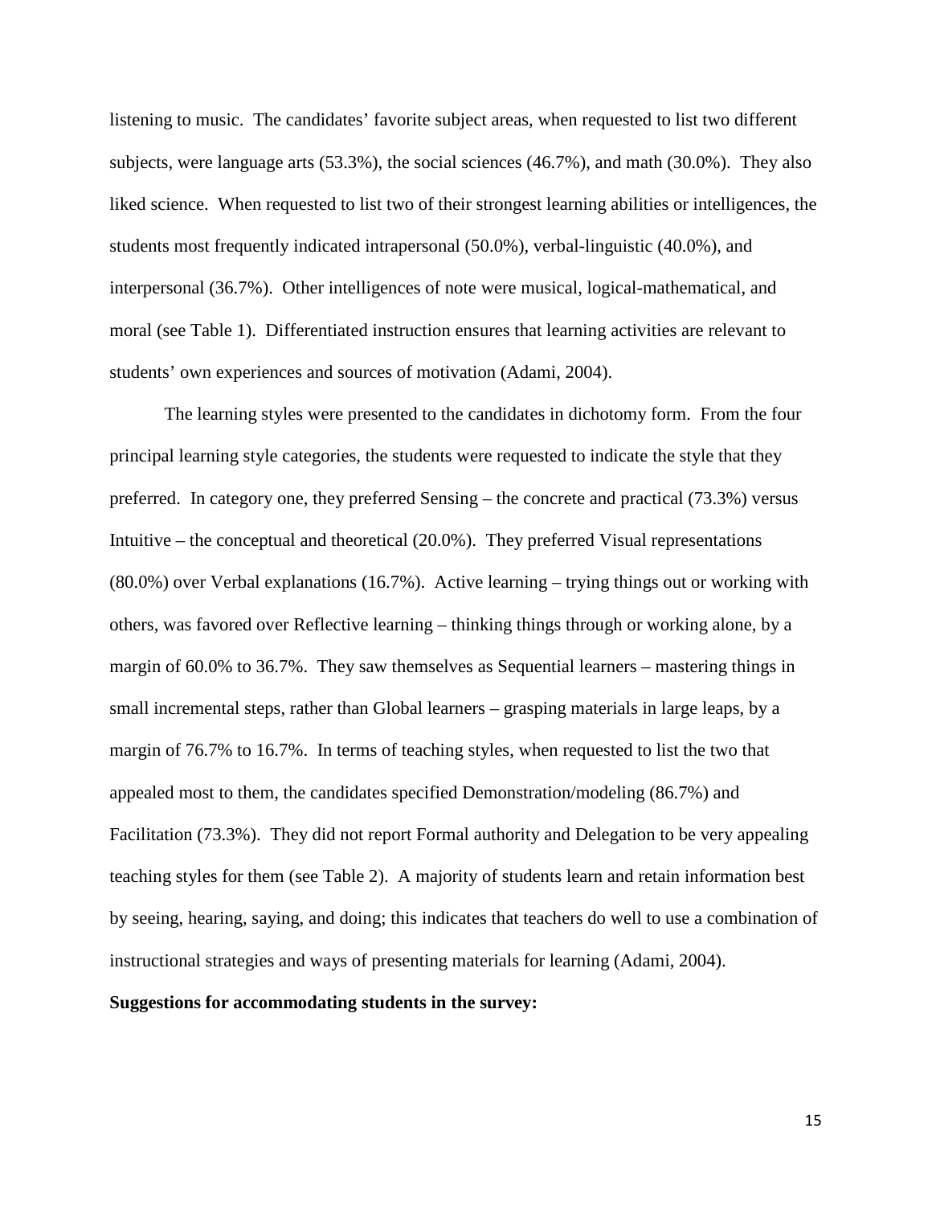listening to music. The candidates' favorite subject areas, when requested to list two different subjects, were language arts (53.3%), the social sciences (46.7%), and math (30.0%). They also liked science. When requested to list two of their strongest learning abilities or intelligences, the students most frequently indicated intrapersonal (50.0%), verbal-linguistic (40.0%), and interpersonal (36.7%). Other intelligences of note were musical, logical-mathematical, and moral (see Table 1). Differentiated instruction ensures that learning activities are relevant to students' own experiences and sources of motivation (Adami, 2004).

The learning styles were presented to the candidates in dichotomy form. From the four principal learning style categories, the students were requested to indicate the style that they preferred. In category one, they preferred Sensing – the concrete and practical (73.3%) versus Intuitive – the conceptual and theoretical (20.0%). They preferred Visual representations (80.0%) over Verbal explanations (16.7%). Active learning – trying things out or working with others, was favored over Reflective learning – thinking things through or working alone, by a margin of 60.0% to 36.7%. They saw themselves as Sequential learners – mastering things in small incremental steps, rather than Global learners – grasping materials in large leaps, by a margin of 76.7% to 16.7%. In terms of teaching styles, when requested to list the two that appealed most to them, the candidates specified Demonstration/modeling (86.7%) and Facilitation (73.3%). They did not report Formal authority and Delegation to be very appealing teaching styles for them (see Table 2). A majority of students learn and retain information best by seeing, hearing, saying, and doing; this indicates that teachers do well to use a combination of instructional strategies and ways of presenting materials for learning (Adami, 2004).

**Suggestions for accommodating students in the survey:**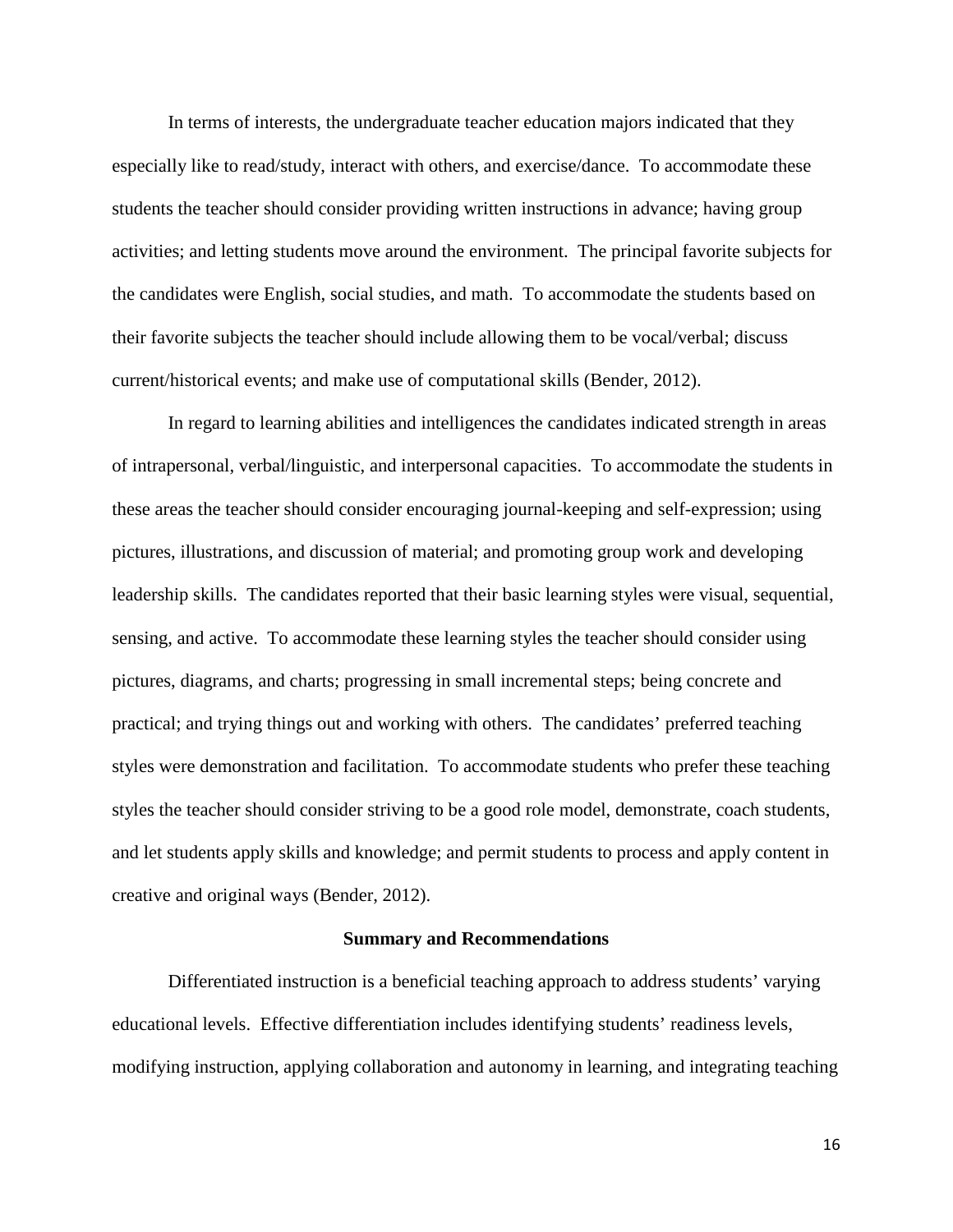In terms of interests, the undergraduate teacher education majors indicated that they especially like to read/study, interact with others, and exercise/dance. To accommodate these students the teacher should consider providing written instructions in advance; having group activities; and letting students move around the environment. The principal favorite subjects for the candidates were English, social studies, and math. To accommodate the students based on their favorite subjects the teacher should include allowing them to be vocal/verbal; discuss current/historical events; and make use of computational skills (Bender, 2012).

In regard to learning abilities and intelligences the candidates indicated strength in areas of intrapersonal, verbal/linguistic, and interpersonal capacities. To accommodate the students in these areas the teacher should consider encouraging journal-keeping and self-expression; using pictures, illustrations, and discussion of material; and promoting group work and developing leadership skills. The candidates reported that their basic learning styles were visual, sequential, sensing, and active. To accommodate these learning styles the teacher should consider using pictures, diagrams, and charts; progressing in small incremental steps; being concrete and practical; and trying things out and working with others. The candidates' preferred teaching styles were demonstration and facilitation. To accommodate students who prefer these teaching styles the teacher should consider striving to be a good role model, demonstrate, coach students, and let students apply skills and knowledge; and permit students to process and apply content in creative and original ways (Bender, 2012).

## Summary and Recommendations

Differentiated instruction is a beneficial teaching approach to address students' varying educational levels. Effective differentiation includes identifying students' readiness levels, modifying instruction, applying collaboration and autonomy in learning, and integrating teaching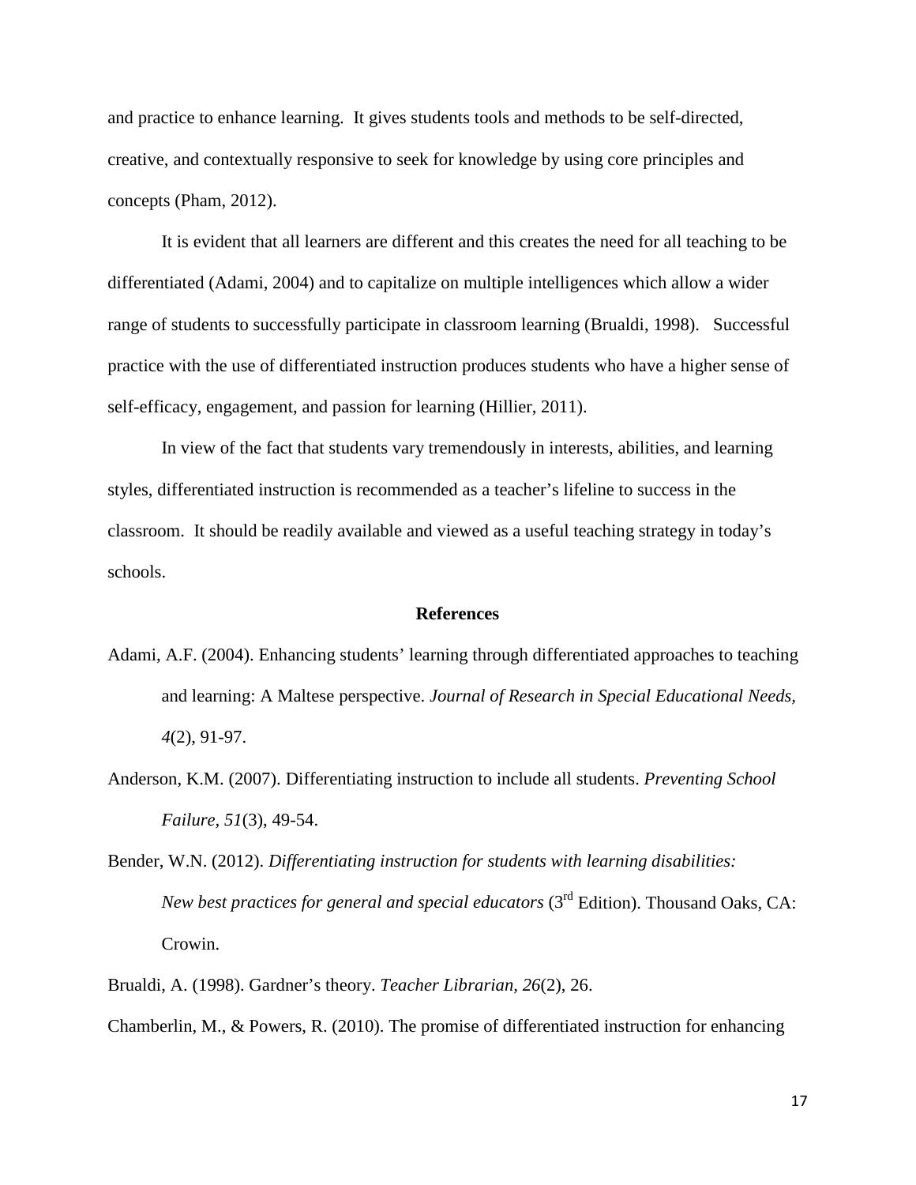and practice to enhance learning. It gives students tools and methods to be self-directed, creative, and contextually responsive to seek for knowledge by using core principles and concepts (Pham, 2012).

It is evident that all learners are different and this creates the need for all teaching to be differentiated (Adami, 2004) and to capitalize on multiple intelligences which allow a wider range of students to successfully participate in classroom learning (Brualdi, 1998). Successful practice with the use of differentiated instruction produces students who have a higher sense of self-efficacy, engagement, and passion for learning (Hillier, 2011).

In view of the fact that students vary tremendously in interests, abilities, and learning styles, differentiated instruction is recommended as a teacher's lifeline to success in the classroom. It should be readily available and viewed as a useful teaching strategy in today's schools.

## References

Adami, A.F. (2004). Enhancing students' learning through differentiated approaches to teaching and learning: A Maltese perspective. *Journal of Research in Special Educational Needs, 4*(2), 91-97.

Anderson, K.M. (2007). Differentiating instruction to include all students. *Preventing School Failure, 51*(3), 49-54.

Bender, W.N. (2012). *Differentiating instruction for students with learning disabilities: New best practices for general and special educators* (3rd Edition). Thousand Oaks, CA: Crowin.

Brualdi, A. (1998). Gardner's theory. *Teacher Librarian, 26*(2), 26.

Chamberlin, M., & Powers, R. (2010). The promise of differentiated instruction for enhancing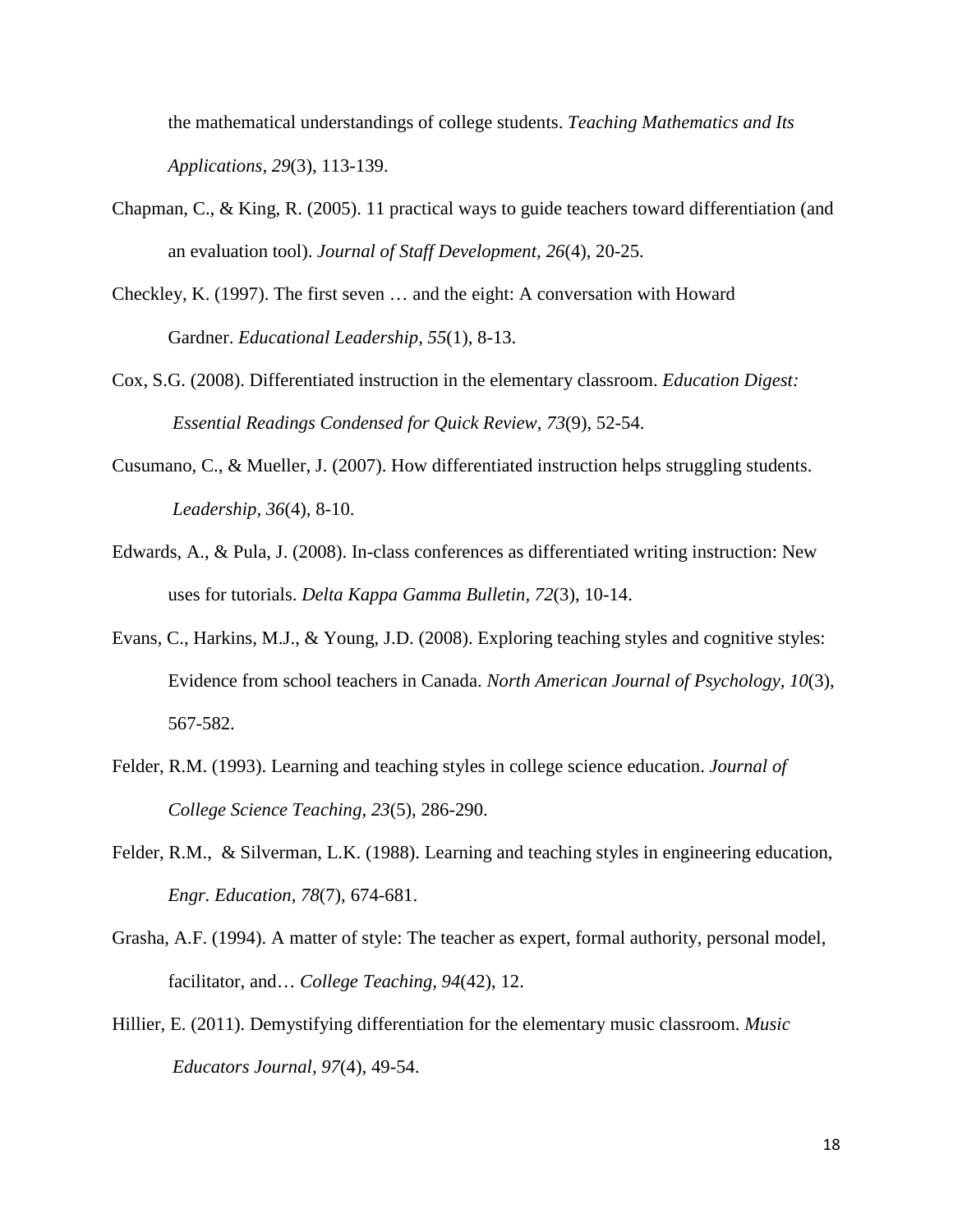the mathematical understandings of college students. *Teaching Mathematics and Its Applications*, *29*(3), 113-139.

Chapman, C., & King, R. (2005). 11 practical ways to guide teachers toward differentiation (and an evaluation tool). *Journal of Staff Development, 26*(4), 20-25.

Checkley, K. (1997). The first seven … and the eight: A conversation with Howard Gardner. *Educational Leadership, 55*(1), 8-13.

Cox, S.G. (2008). Differentiated instruction in the elementary classroom. *Education Digest: Essential Readings Condensed for Quick Review, 73*(9), 52-54.

Cusumano, C., & Mueller, J. (2007). How differentiated instruction helps struggling students. *Leadership, 36*(4), 8-10.

Edwards, A., & Pula, J. (2008). In-class conferences as differentiated writing instruction: New uses for tutorials. *Delta Kappa Gamma Bulletin, 72*(3), 10-14.

Evans, C., Harkins, M.J., & Young, J.D. (2008). Exploring teaching styles and cognitive styles: Evidence from school teachers in Canada. *North American Journal of Psychology, 10*(3), 567-582.

Felder, R.M. (1993). Learning and teaching styles in college science education. *Journal of College Science Teaching, 23*(5), 286-290.

Felder, R.M., & Silverman, L.K. (1988). Learning and teaching styles in engineering education, *Engr. Education, 78*(7), 674-681.

Grasha, A.F. (1994). A matter of style: The teacher as expert, formal authority, personal model, facilitator, and… *College Teaching, 94*(42), 12.

Hillier, E. (2011). Demystifying differentiation for the elementary music classroom. *Music Educators Journal, 97*(4), 49-54.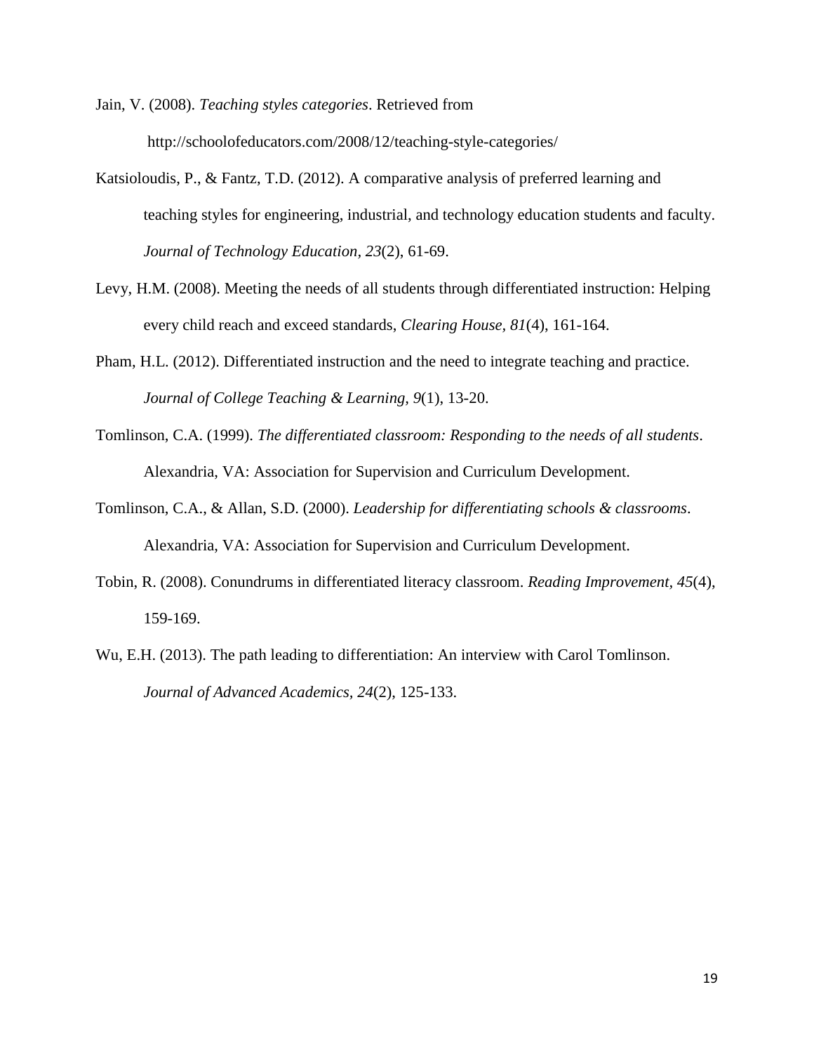Jain, V. (2008). *Teaching styles categories*. Retrieved from http://schoolofeducators.com/2008/12/teaching-style-categories/

Katsioloudis, P., & Fantz, T.D. (2012). A comparative analysis of preferred learning and teaching styles for engineering, industrial, and technology education students and faculty. *Journal of Technology Education, 23*(2), 61-69.

Levy, H.M. (2008). Meeting the needs of all students through differentiated instruction: Helping every child reach and exceed standards, *Clearing House, 81*(4), 161-164.

Pham, H.L. (2012). Differentiated instruction and the need to integrate teaching and practice. *Journal of College Teaching & Learning, 9*(1), 13-20.

Tomlinson, C.A. (1999). *The differentiated classroom: Responding to the needs of all students*. Alexandria, VA: Association for Supervision and Curriculum Development.

Tomlinson, C.A., & Allan, S.D. (2000). *Leadership for differentiating schools & classrooms*. Alexandria, VA: Association for Supervision and Curriculum Development.

Tobin, R. (2008). Conundrums in differentiated literacy classroom. *Reading Improvement, 45*(4), 159-169.

Wu, E.H. (2013). The path leading to differentiation: An interview with Carol Tomlinson. *Journal of Advanced Academics, 24*(2), 125-133.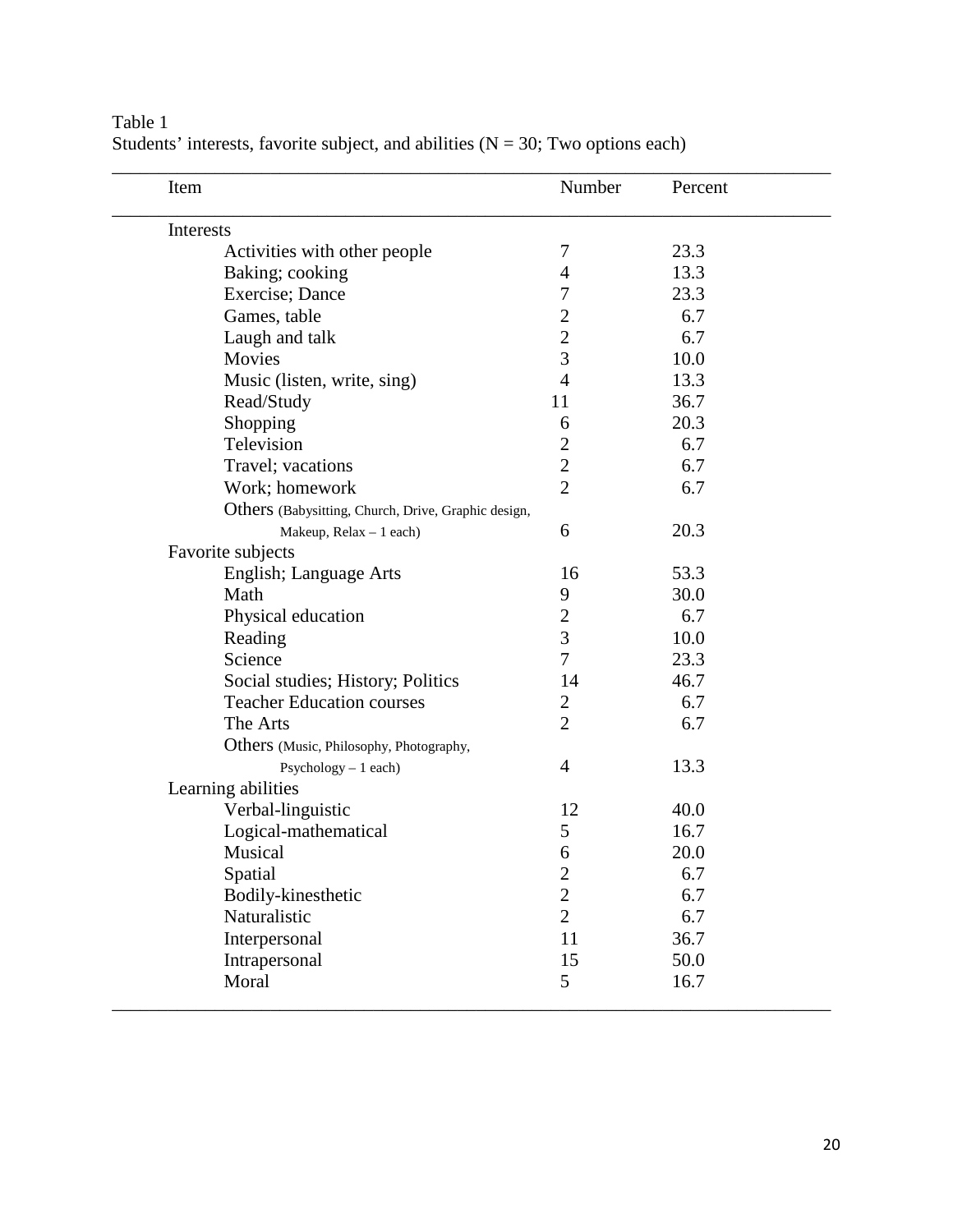Table 1
Students' interests, favorite subject, and abilities (N = 30; Two options each)

| Item | Number | Percent |
|---|---|---|
| Interests | | |
| Activities with other people | 7 | 23.3 |
| Baking; cooking | 4 | 13.3 |
| Exercise; Dance | 7 | 23.3 |
| Games, table | 2 | 6.7 |
| Laugh and talk | 2 | 6.7 |
| Movies | 3 | 10.0 |
| Music (listen, write, sing) | 4 | 13.3 |
| Read/Study | 11 | 36.7 |
| Shopping | 6 | 20.3 |
| Television | 2 | 6.7 |
| Travel; vacations | 2 | 6.7 |
| Work; homework | 2 | 6.7 |
| Others (Babysitting, Church, Drive, Graphic design, Makeup, Relax – 1 each) | 6 | 20.3 |
| Favorite subjects | | |
| English; Language Arts | 16 | 53.3 |
| Math | 9 | 30.0 |
| Physical education | 2 | 6.7 |
| Reading | 3 | 10.0 |
| Science | 7 | 23.3 |
| Social studies; History; Politics | 14 | 46.7 |
| Teacher Education courses | 2 | 6.7 |
| The Arts | 2 | 6.7 |
| Others (Music, Philosophy, Photography, Psychology – 1 each) | 4 | 13.3 |
| Learning abilities | | |
| Verbal-linguistic | 12 | 40.0 |
| Logical-mathematical | 5 | 16.7 |
| Musical | 6 | 20.0 |
| Spatial | 2 | 6.7 |
| Bodily-kinesthetic | 2 | 6.7 |
| Naturalistic | 2 | 6.7 |
| Interpersonal | 11 | 36.7 |
| Intrapersonal | 15 | 50.0 |
| Moral | 5 | 16.7 |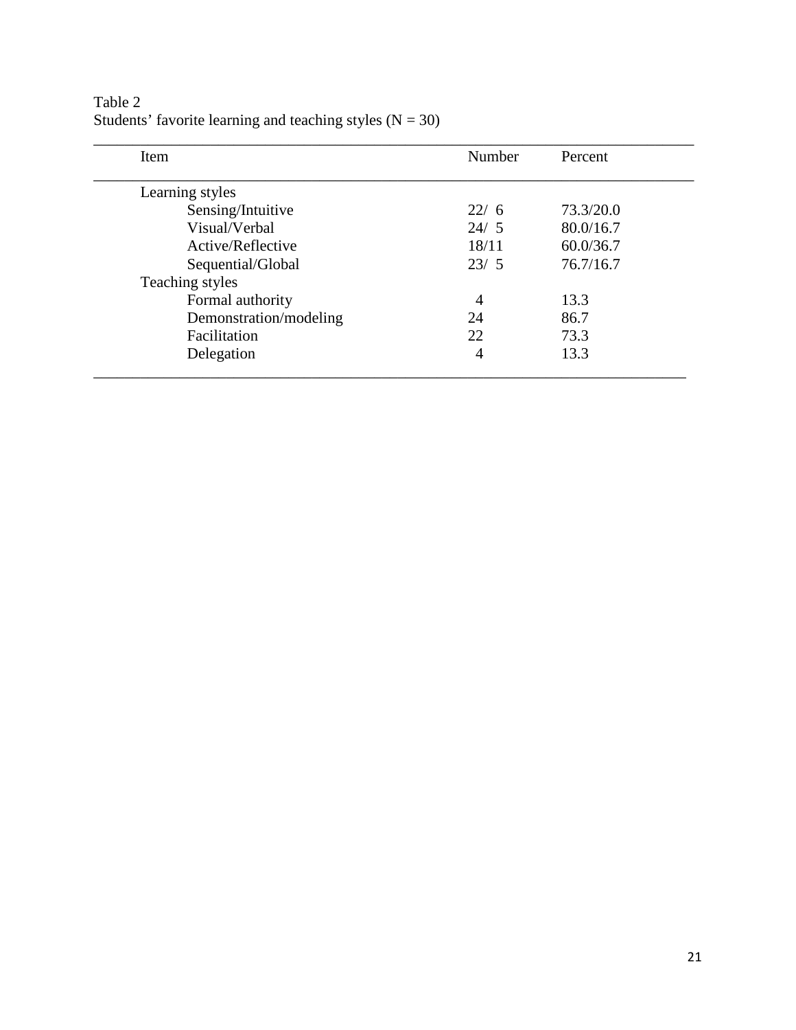Table 2

Students' favorite learning and teaching styles (N = 30)

| Item | Number | Percent |
| --- | --- | --- |
| Learning styles | | |
| Sensing/Intuitive | 22/ 6 | 73.3/20.0 |
| Visual/Verbal | 24/ 5 | 80.0/16.7 |
| Active/Reflective | 18/11 | 60.0/36.7 |
| Sequential/Global | 23/ 5 | 76.7/16.7 |
| Teaching styles | | |
| Formal authority | 4 | 13.3 |
| Demonstration/modeling | 24 | 86.7 |
| Facilitation | 22 | 73.3 |
| Delegation | 4 | 13.3 |